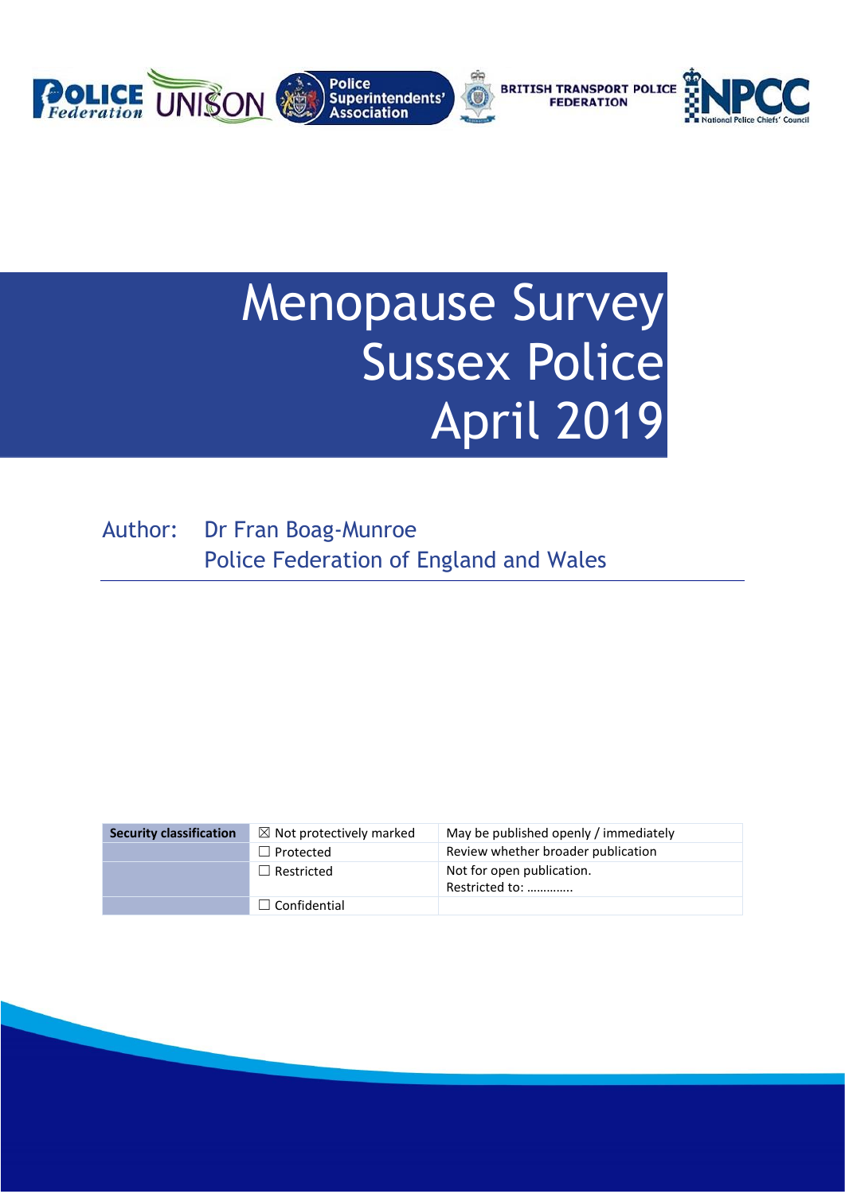# Menopause Survey
# Sussex Police
# April 2019

Author: Dr Fran Boag-Munroe
Police Federation of England and Wales

| Security classification | ☒ Not protectively marked | May be published openly / immediately |
|---|---|---|
| | ☐ Protected | Review whether broader publication |
| | ☐ Restricted | Not for open publication. Restricted to: ………….. |
| | ☐ Confidential | |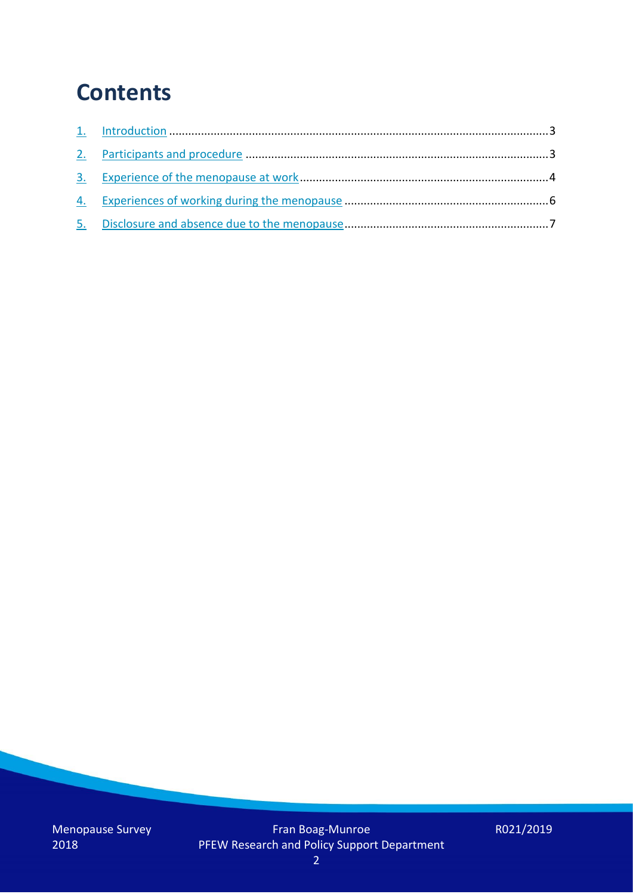# Contents

1. Introduction .......................................................................................................................3
2. Participants and procedure ..............................................................................................3
3. Experience of the menopause at work..............................................................................4
4. Experiences of working during the menopause ................................................................6
5. Disclosure and absence due to the menopause................................................................7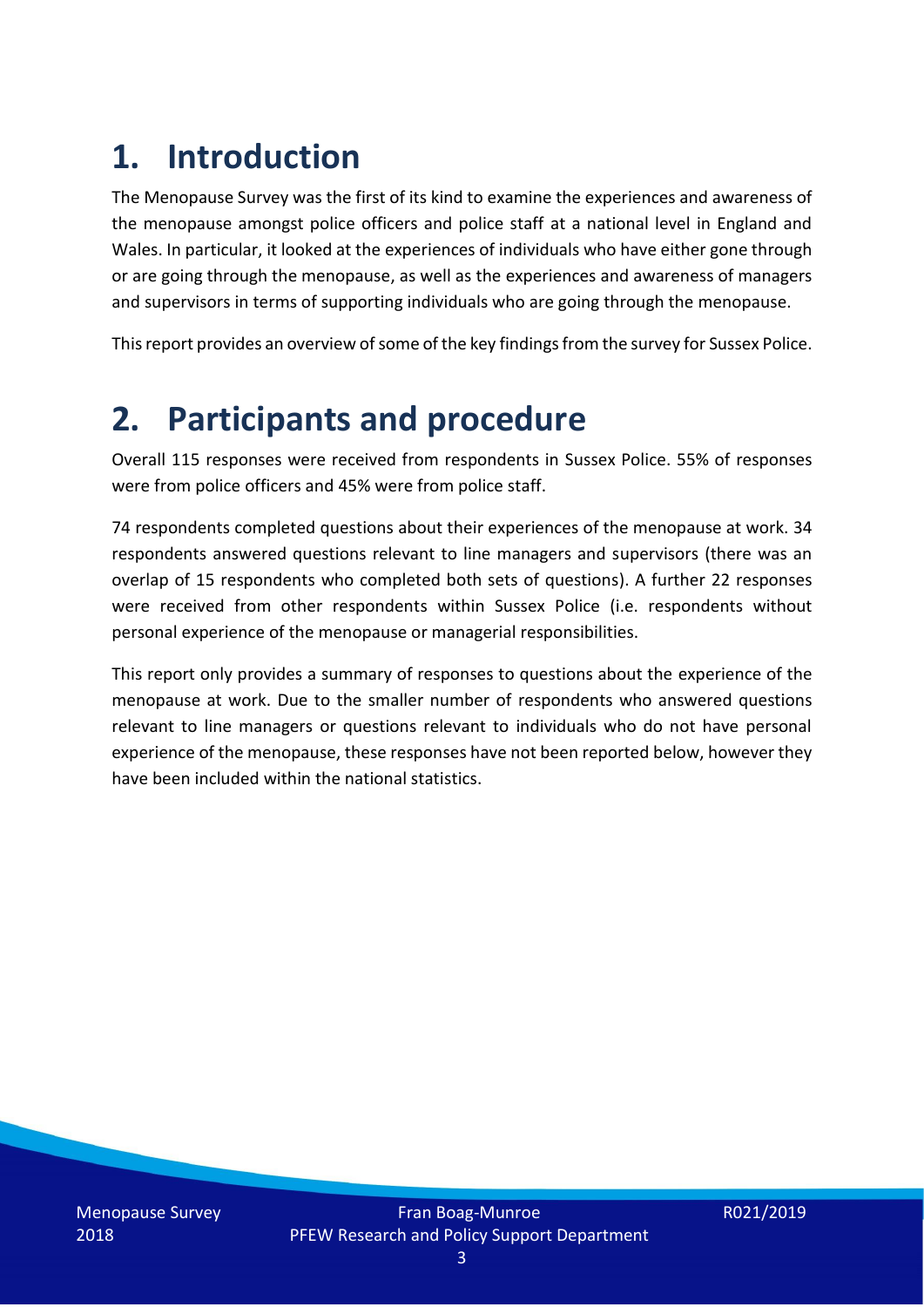# 1. Introduction

The Menopause Survey was the first of its kind to examine the experiences and awareness of the menopause amongst police officers and police staff at a national level in England and Wales. In particular, it looked at the experiences of individuals who have either gone through or are going through the menopause, as well as the experiences and awareness of managers and supervisors in terms of supporting individuals who are going through the menopause.

This report provides an overview of some of the key findings from the survey for Sussex Police.

# 2. Participants and procedure

Overall 115 responses were received from respondents in Sussex Police. 55% of responses were from police officers and 45% were from police staff.

74 respondents completed questions about their experiences of the menopause at work. 34 respondents answered questions relevant to line managers and supervisors (there was an overlap of 15 respondents who completed both sets of questions). A further 22 responses were received from other respondents within Sussex Police (i.e. respondents without personal experience of the menopause or managerial responsibilities.

This report only provides a summary of responses to questions about the experience of the menopause at work. Due to the smaller number of respondents who answered questions relevant to line managers or questions relevant to individuals who do not have personal experience of the menopause, these responses have not been reported below, however they have been included within the national statistics.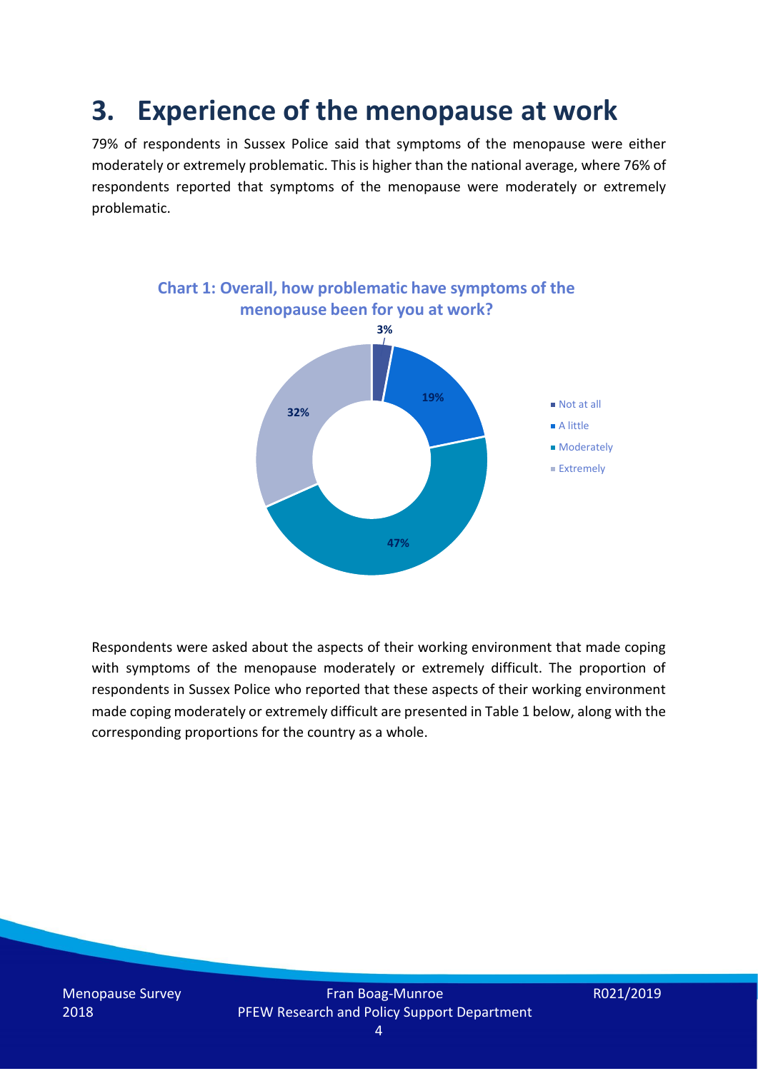## 3. Experience of the menopause at work

79% of respondents in Sussex Police said that symptoms of the menopause were either moderately or extremely problematic. This is higher than the national average, where 76% of respondents reported that symptoms of the menopause were moderately or extremely problematic.

**Chart 1: Overall, how problematic have symptoms of the menopause been for you at work?**

| Response | % |
|---|---|
| Not at all | 3% |
| A little | 19% |
| Moderately | 47% |
| Extremely | 32% |

Respondents were asked about the aspects of their working environment that made coping with symptoms of the menopause moderately or extremely difficult. The proportion of respondents in Sussex Police who reported that these aspects of their working environment made coping moderately or extremely difficult are presented in Table 1 below, along with the corresponding proportions for the country as a whole.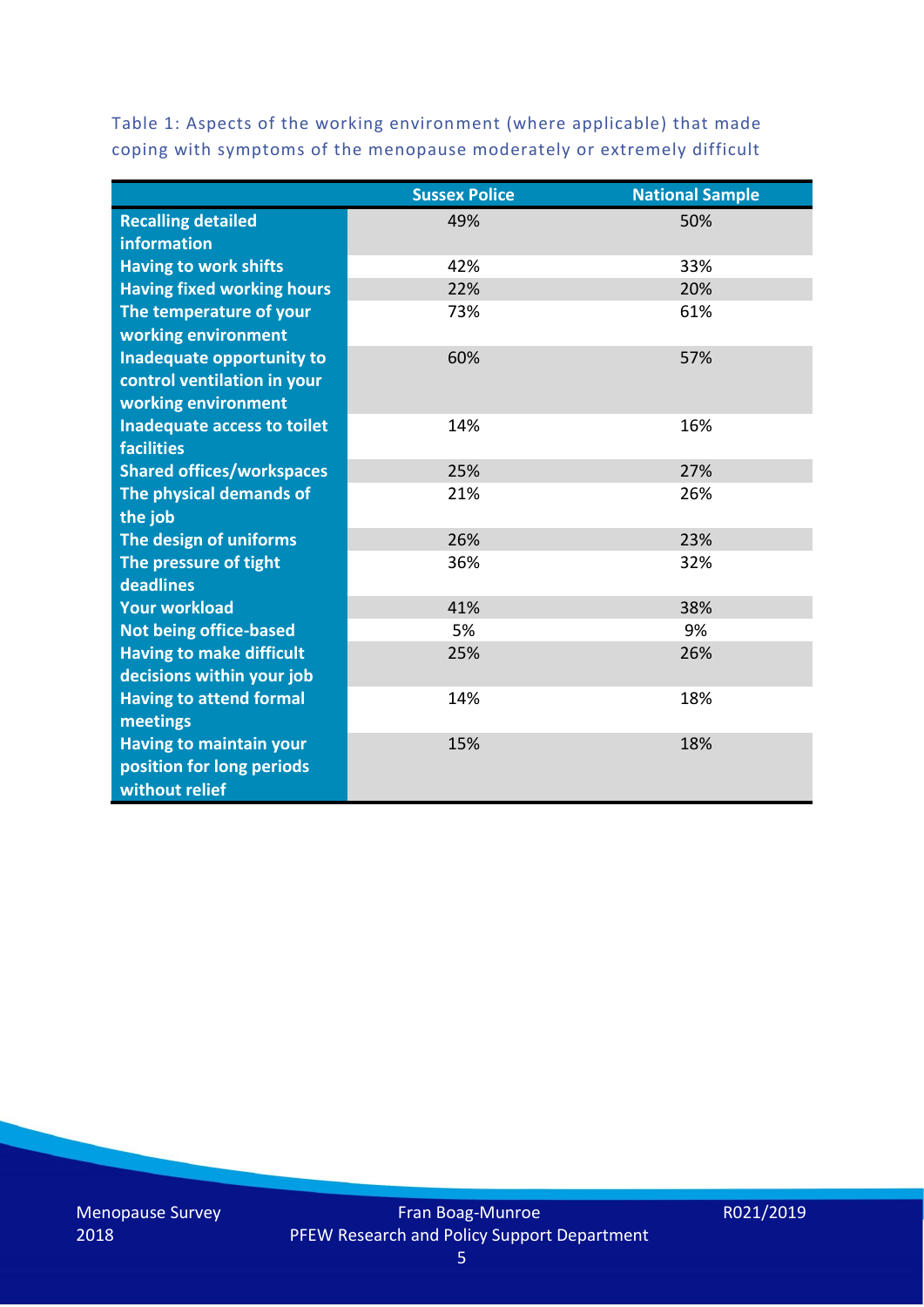Table 1: Aspects of the working environment (where applicable) that made coping with symptoms of the menopause moderately or extremely difficult

| | Sussex Police | National Sample |
|---|---|---|
| Recalling detailed information | 49% | 50% |
| Having to work shifts | 42% | 33% |
| Having fixed working hours | 22% | 20% |
| The temperature of your working environment | 73% | 61% |
| Inadequate opportunity to control ventilation in your working environment | 60% | 57% |
| Inadequate access to toilet facilities | 14% | 16% |
| Shared offices/workspaces | 25% | 27% |
| The physical demands of the job | 21% | 26% |
| The design of uniforms | 26% | 23% |
| The pressure of tight deadlines | 36% | 32% |
| Your workload | 41% | 38% |
| Not being office-based | 5% | 9% |
| Having to make difficult decisions within your job | 25% | 26% |
| Having to attend formal meetings | 14% | 18% |
| Having to maintain your position for long periods without relief | 15% | 18% |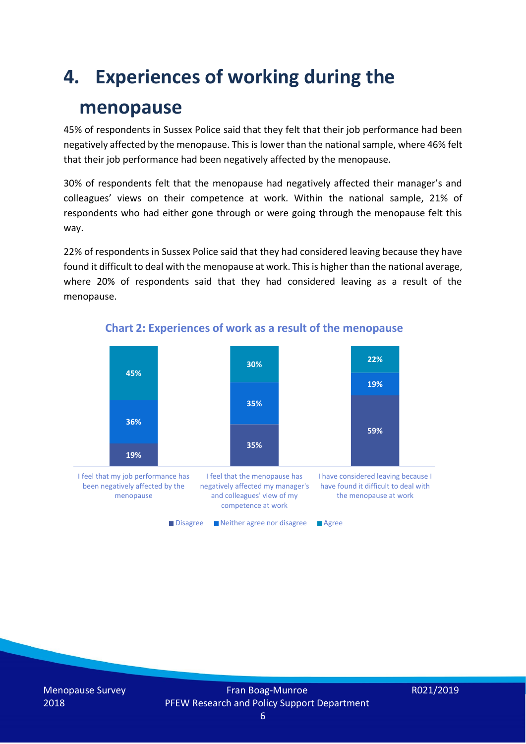# 4. Experiences of working during the menopause

45% of respondents in Sussex Police said that they felt that their job performance had been negatively affected by the menopause. This is lower than the national sample, where 46% felt that their job performance had been negatively affected by the menopause.

30% of respondents felt that the menopause had negatively affected their manager's and colleagues' views on their competence at work. Within the national sample, 21% of respondents who had either gone through or were going through the menopause felt this way.

22% of respondents in Sussex Police said that they had considered leaving because they have found it difficult to deal with the menopause at work. This is higher than the national average, where 20% of respondents said that they had considered leaving as a result of the menopause.

**Chart 2: Experiences of work as a result of the menopause**

| | Disagree | Neither agree nor disagree | Agree |
|---|---|---|---|
| I feel that my job performance has been negatively affected by the menopause | 19% | 36% | 45% |
| I feel that the menopause has negatively affected my manager's and colleagues' view of my competence at work | 35% | 35% | 30% |
| I have considered leaving because I have found it difficult to deal with the menopause at work | 59% | 19% | 22% |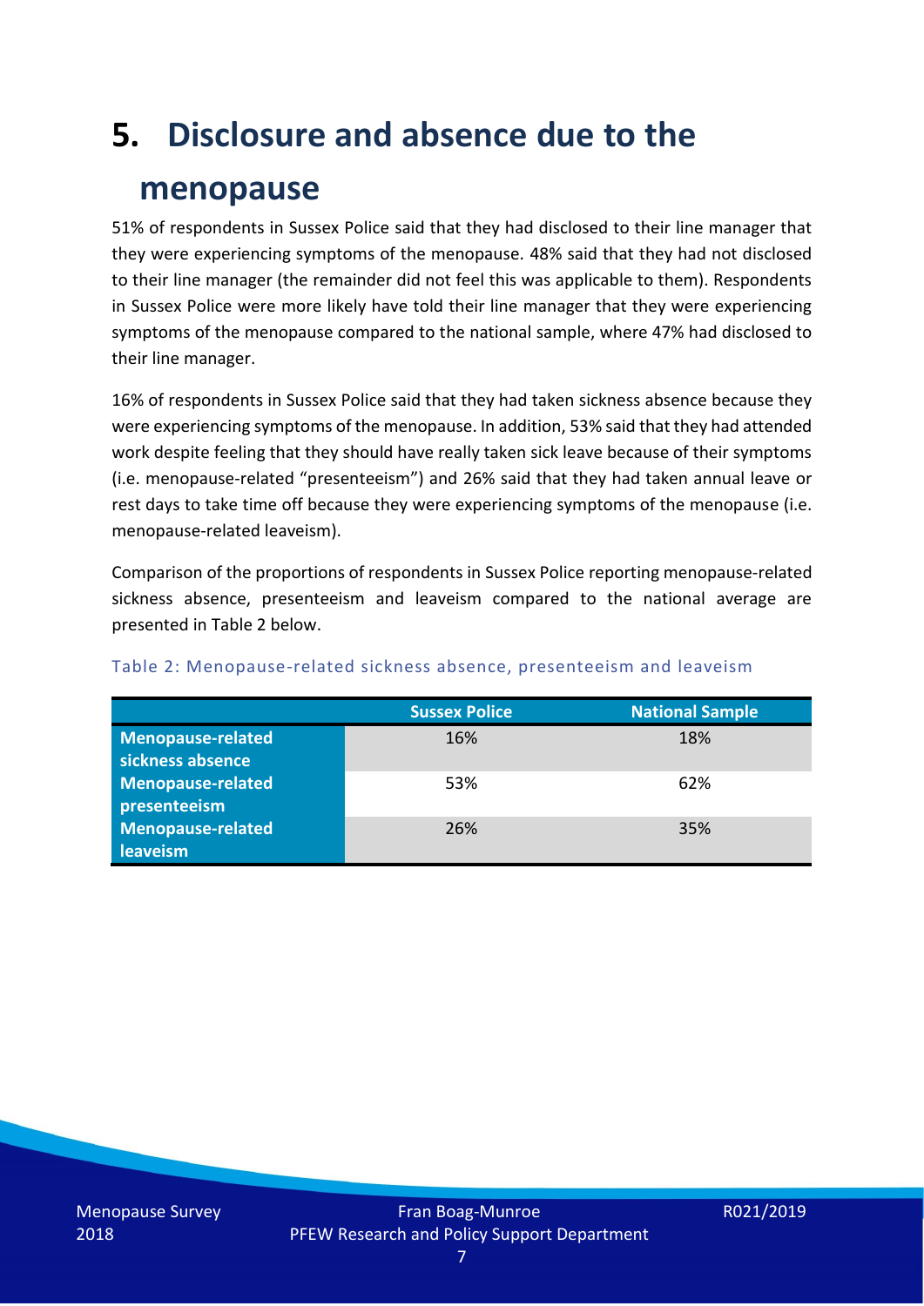# 5. Disclosure and absence due to the menopause

51% of respondents in Sussex Police said that they had disclosed to their line manager that they were experiencing symptoms of the menopause. 48% said that they had not disclosed to their line manager (the remainder did not feel this was applicable to them). Respondents in Sussex Police were more likely have told their line manager that they were experiencing symptoms of the menopause compared to the national sample, where 47% had disclosed to their line manager.

16% of respondents in Sussex Police said that they had taken sickness absence because they were experiencing symptoms of the menopause. In addition, 53% said that they had attended work despite feeling that they should have really taken sick leave because of their symptoms (i.e. menopause-related "presenteeism") and 26% said that they had taken annual leave or rest days to take time off because they were experiencing symptoms of the menopause (i.e. menopause-related leaveism).

Comparison of the proportions of respondents in Sussex Police reporting menopause-related sickness absence, presenteeism and leaveism compared to the national average are presented in Table 2 below.

Table 2: Menopause-related sickness absence, presenteeism and leaveism

| | Sussex Police | National Sample |
|---|---|---|
| **Menopause-related sickness absence** | 16% | 18% |
| **Menopause-related presenteeism** | 53% | 62% |
| **Menopause-related leaveism** | 26% | 35% |